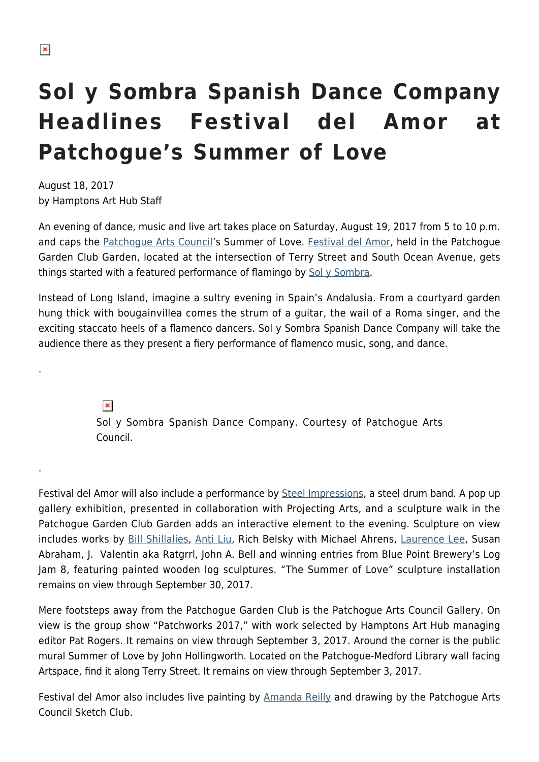# Sol y Sombra Spanish Dance Company Headlines Festival del Amor at Patchogue's Summer of Love

August 18, 2017
by Hamptons Art Hub Staff

An evening of dance, music and live art takes place on Saturday, August 19, 2017 from 5 to 10 p.m. and caps the Patchogue Arts Council's Summer of Love. Festival del Amor, held in the Patchogue Garden Club Garden, located at the intersection of Terry Street and South Ocean Avenue, gets things started with a featured performance of flamingo by Sol y Sombra.

Instead of Long Island, imagine a sultry evening in Spain's Andalusia. From a courtyard garden hung thick with bougainvillea comes the strum of a guitar, the wail of a Roma singer, and the exciting staccato heels of a flamenco dancers. Sol y Sombra Spanish Dance Company will take the audience there as they present a fiery performance of flamenco music, song, and dance.

.

Sol y Sombra Spanish Dance Company. Courtesy of Patchogue Arts Council.

.

Festival del Amor will also include a performance by Steel Impressions, a steel drum band. A pop up gallery exhibition, presented in collaboration with Projecting Arts, and a sculpture walk in the Patchogue Garden Club Garden adds an interactive element to the evening. Sculpture on view includes works by Bill Shillalies, Anti Liu, Rich Belsky with Michael Ahrens, Laurence Lee, Susan Abraham, J. Valentin aka Ratgrrl, John A. Bell and winning entries from Blue Point Brewery's Log Jam 8, featuring painted wooden log sculptures. "The Summer of Love" sculpture installation remains on view through September 30, 2017.

Mere footsteps away from the Patchogue Garden Club is the Patchogue Arts Council Gallery. On view is the group show "Patchworks 2017," with work selected by Hamptons Art Hub managing editor Pat Rogers. It remains on view through September 3, 2017. Around the corner is the public mural Summer of Love by John Hollingworth. Located on the Patchogue-Medford Library wall facing Artspace, find it along Terry Street. It remains on view through September 3, 2017.

Festival del Amor also includes live painting by Amanda Reilly and drawing by the Patchogue Arts Council Sketch Club.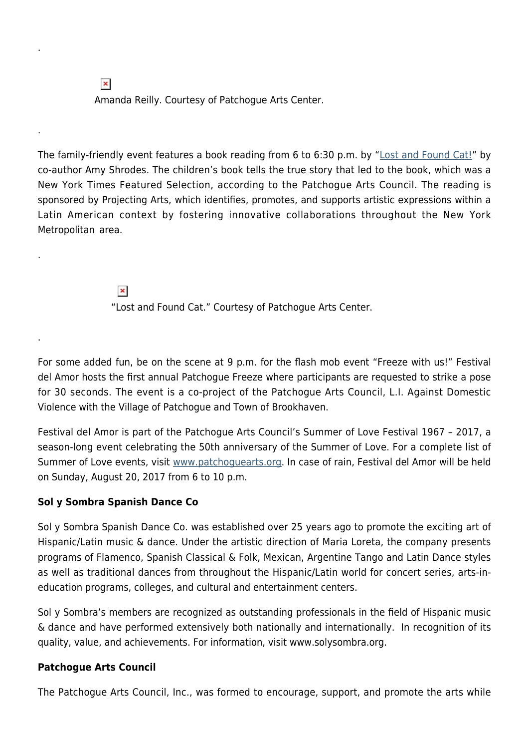.

Amanda Reilly. Courtesy of Patchogue Arts Center.

.

The family-friendly event features a book reading from 6 to 6:30 p.m. by "[Lost and Found Cat!]" by co-author Amy Shrodes. The children's book tells the true story that led to the book, which was a New York Times Featured Selection, according to the Patchogue Arts Council. The reading is sponsored by Projecting Arts, which identifies, promotes, and supports artistic expressions within a Latin American context by fostering innovative collaborations throughout the New York Metropolitan area.

.

"Lost and Found Cat." Courtesy of Patchogue Arts Center.

.

For some added fun, be on the scene at 9 p.m. for the flash mob event "Freeze with us!" Festival del Amor hosts the first annual Patchogue Freeze where participants are requested to strike a pose for 30 seconds. The event is a co-project of the Patchogue Arts Council, L.I. Against Domestic Violence with the Village of Patchogue and Town of Brookhaven.

Festival del Amor is part of the Patchogue Arts Council's Summer of Love Festival 1967 – 2017, a season-long event celebrating the 50th anniversary of the Summer of Love. For a complete list of Summer of Love events, visit www.patchoguearts.org. In case of rain, Festival del Amor will be held on Sunday, August 20, 2017 from 6 to 10 p.m.

**Sol y Sombra Spanish Dance Co**

Sol y Sombra Spanish Dance Co. was established over 25 years ago to promote the exciting art of Hispanic/Latin music & dance. Under the artistic direction of Maria Loreta, the company presents programs of Flamenco, Spanish Classical & Folk, Mexican, Argentine Tango and Latin Dance styles as well as traditional dances from throughout the Hispanic/Latin world for concert series, arts-in-education programs, colleges, and cultural and entertainment centers.

Sol y Sombra's members are recognized as outstanding professionals in the field of Hispanic music & dance and have performed extensively both nationally and internationally. In recognition of its quality, value, and achievements. For information, visit www.solysombra.org.

**Patchogue Arts Council**

The Patchogue Arts Council, Inc., was formed to encourage, support, and promote the arts while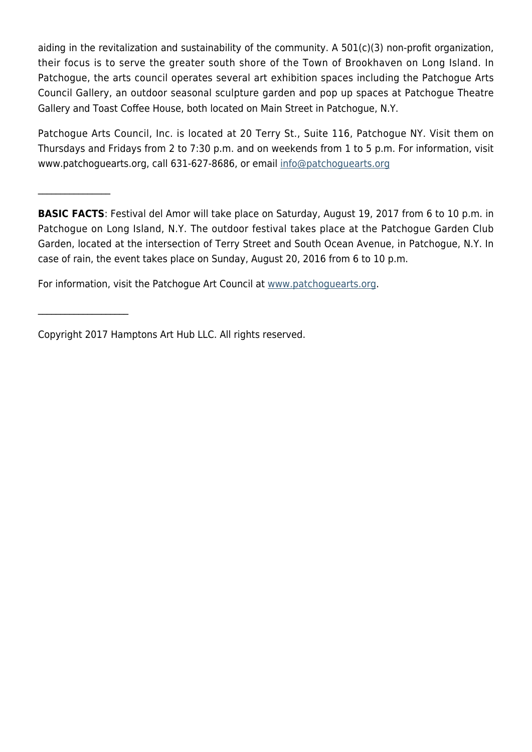aiding in the revitalization and sustainability of the community. A 501(c)(3) non-profit organization, their focus is to serve the greater south shore of the Town of Brookhaven on Long Island. In Patchogue, the arts council operates several art exhibition spaces including the Patchogue Arts Council Gallery, an outdoor seasonal sculpture garden and pop up spaces at Patchogue Theatre Gallery and Toast Coffee House, both located on Main Street in Patchogue, N.Y.

Patchogue Arts Council, Inc. is located at 20 Terry St., Suite 116, Patchogue NY. Visit them on Thursdays and Fridays from 2 to 7:30 p.m. and on weekends from 1 to 5 p.m. For information, visit www.patchoguearts.org, call 631-627-8686, or email [info@patchoguearts.org](mailto:info@patchoguearts.org)

_______________

**BASIC FACTS**: Festival del Amor will take place on Saturday, August 19, 2017 from 6 to 10 p.m. in Patchogue on Long Island, N.Y. The outdoor festival takes place at the Patchogue Garden Club Garden, located at the intersection of Terry Street and South Ocean Avenue, in Patchogue, N.Y. In case of rain, the event takes place on Sunday, August 20, 2016 from 6 to 10 p.m.

For information, visit the Patchogue Art Council at [www.patchoguearts.org](http://www.patchoguearts.org).

___________________

Copyright 2017 Hamptons Art Hub LLC. All rights reserved.